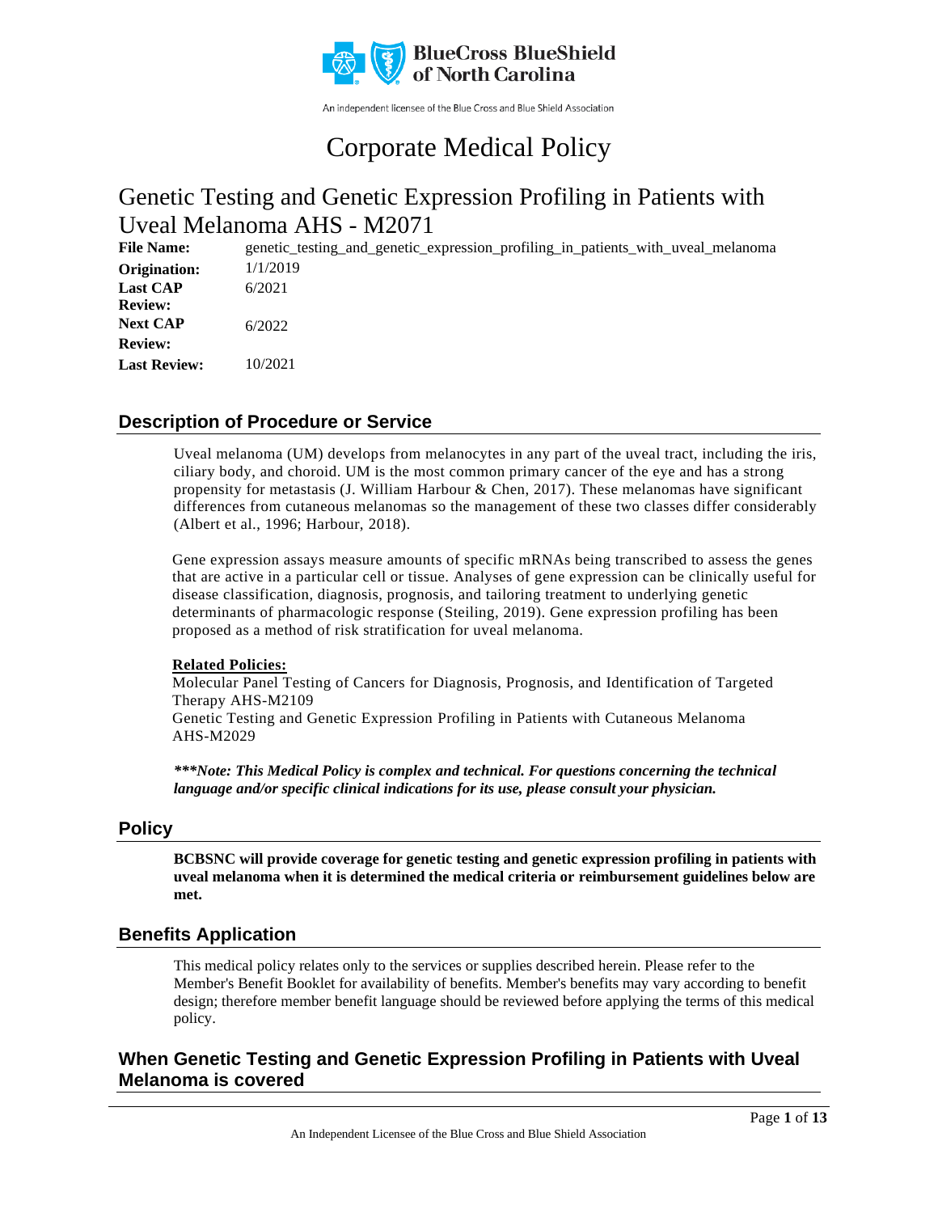BlueCross BlueShield of North Carolina

An independent licensee of the Blue Cross and Blue Shield Association

# Corporate Medical Policy

## Genetic Testing and Genetic Expression Profiling in Patients with Uveal Melanoma AHS - M2071

**File Name:** genetic_testing_and_genetic_expression_profiling_in_patients_with_uveal_melanoma
**Origination:** 1/1/2019
**Last CAP Review:** 6/2021
**Next CAP Review:** 6/2022
**Last Review:** 10/2021

## Description of Procedure or Service

Uveal melanoma (UM) develops from melanocytes in any part of the uveal tract, including the iris, ciliary body, and choroid. UM is the most common primary cancer of the eye and has a strong propensity for metastasis (J. William Harbour & Chen, 2017). These melanomas have significant differences from cutaneous melanomas so the management of these two classes differ considerably (Albert et al., 1996; Harbour, 2018).

Gene expression assays measure amounts of specific mRNAs being transcribed to assess the genes that are active in a particular cell or tissue. Analyses of gene expression can be clinically useful for disease classification, diagnosis, prognosis, and tailoring treatment to underlying genetic determinants of pharmacologic response (Steiling, 2019). Gene expression profiling has been proposed as a method of risk stratification for uveal melanoma.

**Related Policies:**
Molecular Panel Testing of Cancers for Diagnosis, Prognosis, and Identification of Targeted Therapy AHS-M2109
Genetic Testing and Genetic Expression Profiling in Patients with Cutaneous Melanoma AHS-M2029

***\*\*\*Note: This Medical Policy is complex and technical. For questions concerning the technical language and/or specific clinical indications for its use, please consult your physician.***

## Policy

**BCBSNC will provide coverage for genetic testing and genetic expression profiling in patients with uveal melanoma when it is determined the medical criteria or reimbursement guidelines below are met.**

## Benefits Application

This medical policy relates only to the services or supplies described herein. Please refer to the Member's Benefit Booklet for availability of benefits. Member's benefits may vary according to benefit design; therefore member benefit language should be reviewed before applying the terms of this medical policy.

## When Genetic Testing and Genetic Expression Profiling in Patients with Uveal Melanoma is covered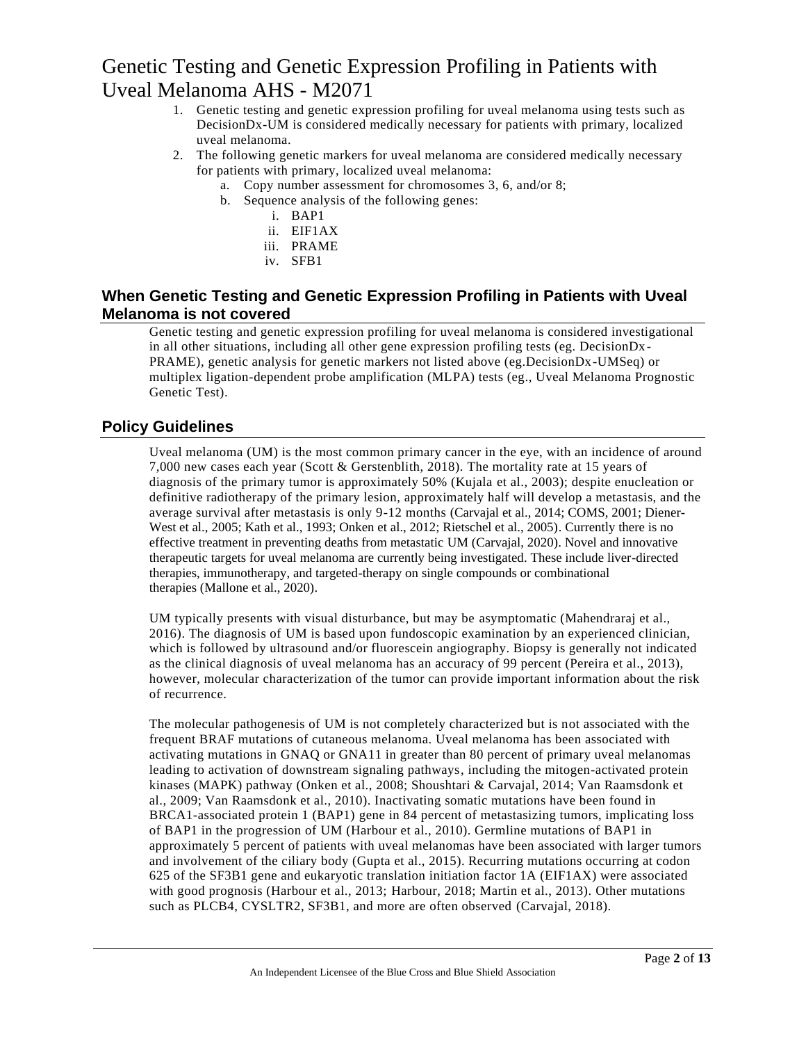# Genetic Testing and Genetic Expression Profiling in Patients with Uveal Melanoma AHS - M2071

1. Genetic testing and genetic expression profiling for uveal melanoma using tests such as DecisionDx-UM is considered medically necessary for patients with primary, localized uveal melanoma.
2. The following genetic markers for uveal melanoma are considered medically necessary for patients with primary, localized uveal melanoma:
    a. Copy number assessment for chromosomes 3, 6, and/or 8;
    b. Sequence analysis of the following genes:
        i. BAP1
        ii. EIF1AX
        iii. PRAME
        iv. SFB1

## When Genetic Testing and Genetic Expression Profiling in Patients with Uveal Melanoma is not covered

Genetic testing and genetic expression profiling for uveal melanoma is considered investigational in all other situations, including all other gene expression profiling tests (eg. DecisionDx-PRAME), genetic analysis for genetic markers not listed above (eg.DecisionDx-UMSeq) or multiplex ligation-dependent probe amplification (MLPA) tests (eg., Uveal Melanoma Prognostic Genetic Test).

## Policy Guidelines

Uveal melanoma (UM) is the most common primary cancer in the eye, with an incidence of around 7,000 new cases each year (Scott & Gerstenblith, 2018). The mortality rate at 15 years of diagnosis of the primary tumor is approximately 50% (Kujala et al., 2003); despite enucleation or definitive radiotherapy of the primary lesion, approximately half will develop a metastasis, and the average survival after metastasis is only 9-12 months (Carvajal et al., 2014; COMS, 2001; Diener-West et al., 2005; Kath et al., 1993; Onken et al., 2012; Rietschel et al., 2005). Currently there is no effective treatment in preventing deaths from metastatic UM (Carvajal, 2020). Novel and innovative therapeutic targets for uveal melanoma are currently being investigated. These include liver-directed therapies, immunotherapy, and targeted-therapy on single compounds or combinational therapies (Mallone et al., 2020).

UM typically presents with visual disturbance, but may be asymptomatic (Mahendraraj et al., 2016). The diagnosis of UM is based upon fundoscopic examination by an experienced clinician, which is followed by ultrasound and/or fluorescein angiography. Biopsy is generally not indicated as the clinical diagnosis of uveal melanoma has an accuracy of 99 percent (Pereira et al., 2013), however, molecular characterization of the tumor can provide important information about the risk of recurrence.

The molecular pathogenesis of UM is not completely characterized but is not associated with the frequent BRAF mutations of cutaneous melanoma. Uveal melanoma has been associated with activating mutations in GNAQ or GNA11 in greater than 80 percent of primary uveal melanomas leading to activation of downstream signaling pathways, including the mitogen-activated protein kinases (MAPK) pathway (Onken et al., 2008; Shoushtari & Carvajal, 2014; Van Raamsdonk et al., 2009; Van Raamsdonk et al., 2010). Inactivating somatic mutations have been found in BRCA1-associated protein 1 (BAP1) gene in 84 percent of metastasizing tumors, implicating loss of BAP1 in the progression of UM (Harbour et al., 2010). Germline mutations of BAP1 in approximately 5 percent of patients with uveal melanomas have been associated with larger tumors and involvement of the ciliary body (Gupta et al., 2015). Recurring mutations occurring at codon 625 of the SF3B1 gene and eukaryotic translation initiation factor 1A (EIF1AX) were associated with good prognosis (Harbour et al., 2013; Harbour, 2018; Martin et al., 2013). Other mutations such as PLCB4, CYSLTR2, SF3B1, and more are often observed (Carvajal, 2018).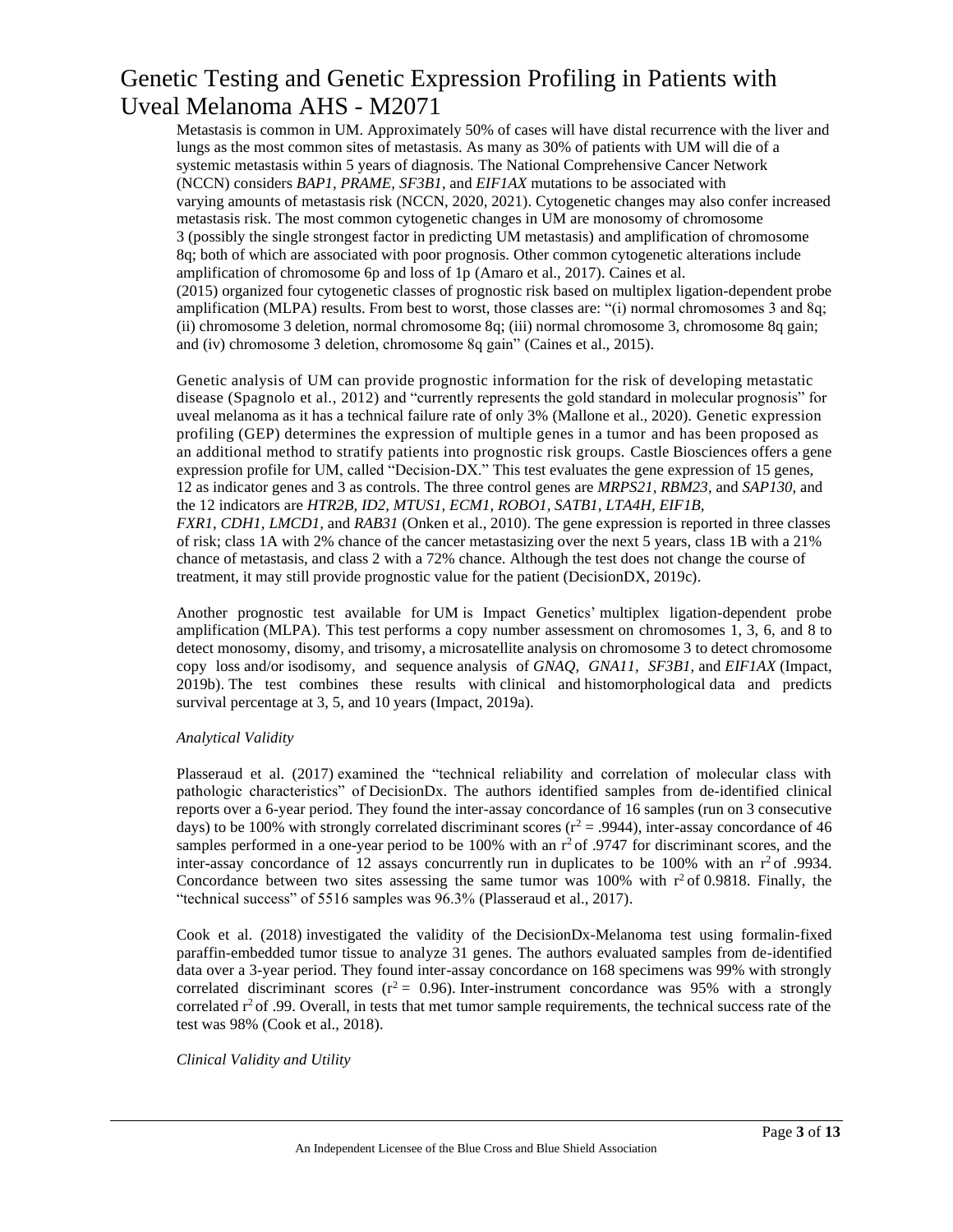Metastasis is common in UM. Approximately 50% of cases will have distal recurrence with the liver and lungs as the most common sites of metastasis. As many as 30% of patients with UM will die of a systemic metastasis within 5 years of diagnosis. The National Comprehensive Cancer Network (NCCN) considers *BAP1, PRAME, SF3B1*, and *EIF1AX* mutations to be associated with varying amounts of metastasis risk (NCCN, 2020, 2021). Cytogenetic changes may also confer increased metastasis risk. The most common cytogenetic changes in UM are monosomy of chromosome 3 (possibly the single strongest factor in predicting UM metastasis) and amplification of chromosome 8q; both of which are associated with poor prognosis. Other common cytogenetic alterations include amplification of chromosome 6p and loss of 1p (Amaro et al., 2017). Caines et al. (2015) organized four cytogenetic classes of prognostic risk based on multiplex ligation-dependent probe amplification (MLPA) results. From best to worst, those classes are: "(i) normal chromosomes 3 and 8q; (ii) chromosome 3 deletion, normal chromosome 8q; (iii) normal chromosome 3, chromosome 8q gain; and (iv) chromosome 3 deletion, chromosome 8q gain" (Caines et al., 2015).

Genetic analysis of UM can provide prognostic information for the risk of developing metastatic disease (Spagnolo et al., 2012) and "currently represents the gold standard in molecular prognosis" for uveal melanoma as it has a technical failure rate of only 3% (Mallone et al., 2020). Genetic expression profiling (GEP) determines the expression of multiple genes in a tumor and has been proposed as an additional method to stratify patients into prognostic risk groups. Castle Biosciences offers a gene expression profile for UM, called "Decision-DX." This test evaluates the gene expression of 15 genes, 12 as indicator genes and 3 as controls. The three control genes are *MRPS21, RBM23*, and *SAP130*, and the 12 indicators are *HTR2B, ID2, MTUS1, ECM1, ROBO1, SATB1, LTA4H, EIF1B, FXR1, CDH1, LMCD1,* and *RAB31* (Onken et al., 2010). The gene expression is reported in three classes of risk; class 1A with 2% chance of the cancer metastasizing over the next 5 years, class 1B with a 21% chance of metastasis, and class 2 with a 72% chance. Although the test does not change the course of treatment, it may still provide prognostic value for the patient (DecisionDX, 2019c).

Another prognostic test available for UM is Impact Genetics' multiplex ligation-dependent probe amplification (MLPA). This test performs a copy number assessment on chromosomes 1, 3, 6, and 8 to detect monosomy, disomy, and trisomy, a microsatellite analysis on chromosome 3 to detect chromosome copy loss and/or isodisomy, and sequence analysis of *GNAQ, GNA11, SF3B1,* and *EIF1AX* (Impact, 2019b). The test combines these results with clinical and histomorphological data and predicts survival percentage at 3, 5, and 10 years (Impact, 2019a).

*Analytical Validity*

Plasseraud et al. (2017) examined the "technical reliability and correlation of molecular class with pathologic characteristics" of DecisionDx. The authors identified samples from de-identified clinical reports over a 6-year period. They found the inter-assay concordance of 16 samples (run on 3 consecutive days) to be 100% with strongly correlated discriminant scores ($r^2 = .9944$), inter-assay concordance of 46 samples performed in a one-year period to be 100% with an $r^2$ of .9747 for discriminant scores, and the inter-assay concordance of 12 assays concurrently run in duplicates to be 100% with an $r^2$ of .9934. Concordance between two sites assessing the same tumor was 100% with $r^2$ of 0.9818. Finally, the "technical success" of 5516 samples was 96.3% (Plasseraud et al., 2017).

Cook et al. (2018) investigated the validity of the DecisionDx-Melanoma test using formalin-fixed paraffin-embedded tumor tissue to analyze 31 genes. The authors evaluated samples from de-identified data over a 3-year period. They found inter-assay concordance on 168 specimens was 99% with strongly correlated discriminant scores ($r^2 = 0.96$). Inter-instrument concordance was 95% with a strongly correlated $r^2$ of .99. Overall, in tests that met tumor sample requirements, the technical success rate of the test was 98% (Cook et al., 2018).

*Clinical Validity and Utility*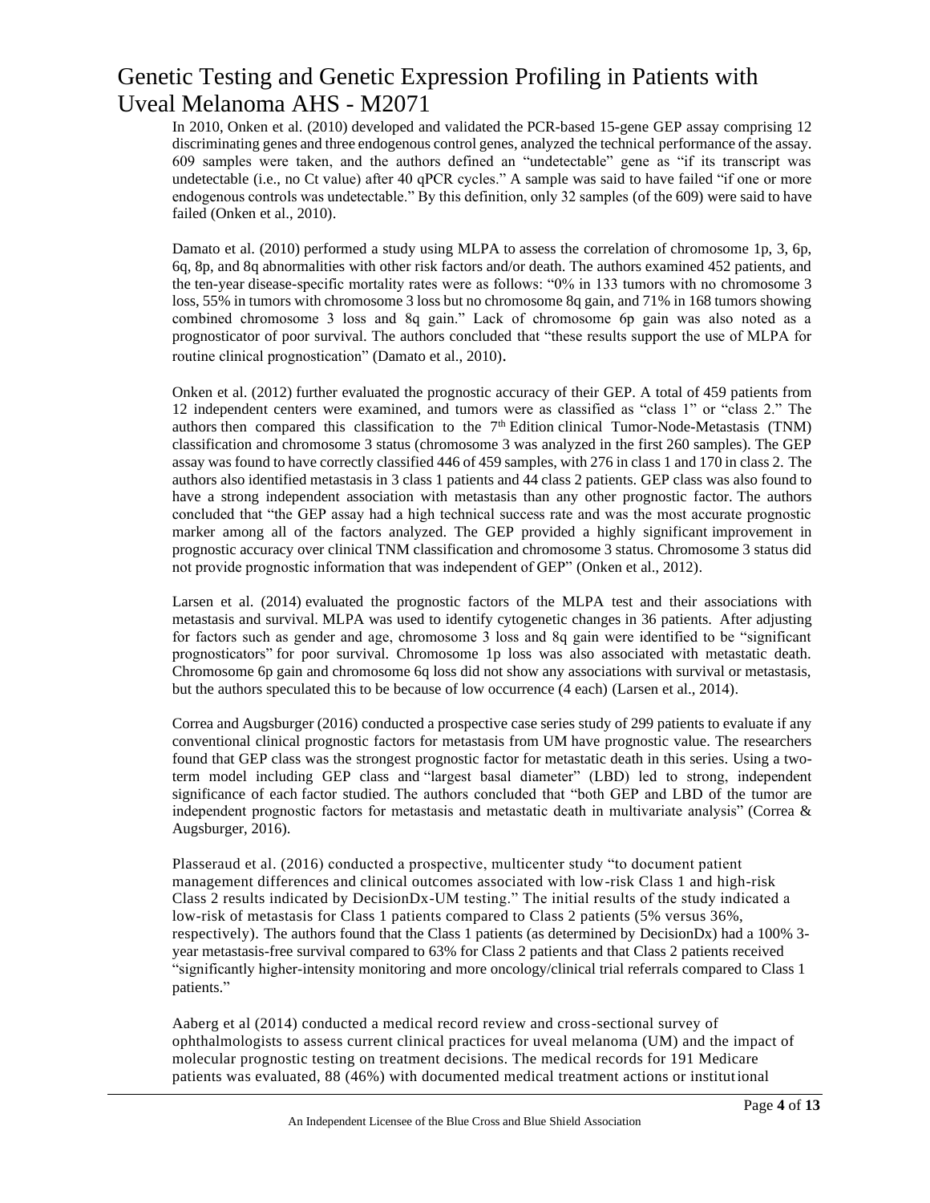In 2010, Onken et al. (2010) developed and validated the PCR-based 15-gene GEP assay comprising 12 discriminating genes and three endogenous control genes, analyzed the technical performance of the assay. 609 samples were taken, and the authors defined an "undetectable" gene as "if its transcript was undetectable (i.e., no Ct value) after 40 qPCR cycles." A sample was said to have failed "if one or more endogenous controls was undetectable." By this definition, only 32 samples (of the 609) were said to have failed (Onken et al., 2010).

Damato et al. (2010) performed a study using MLPA to assess the correlation of chromosome 1p, 3, 6p, 6q, 8p, and 8q abnormalities with other risk factors and/or death. The authors examined 452 patients, and the ten-year disease-specific mortality rates were as follows: "0% in 133 tumors with no chromosome 3 loss, 55% in tumors with chromosome 3 loss but no chromosome 8q gain, and 71% in 168 tumors showing combined chromosome 3 loss and 8q gain." Lack of chromosome 6p gain was also noted as a prognosticator of poor survival. The authors concluded that "these results support the use of MLPA for routine clinical prognostication" (Damato et al., 2010).

Onken et al. (2012) further evaluated the prognostic accuracy of their GEP. A total of 459 patients from 12 independent centers were examined, and tumors were as classified as "class 1" or "class 2." The authors then compared this classification to the 7th Edition clinical Tumor-Node-Metastasis (TNM) classification and chromosome 3 status (chromosome 3 was analyzed in the first 260 samples). The GEP assay was found to have correctly classified 446 of 459 samples, with 276 in class 1 and 170 in class 2. The authors also identified metastasis in 3 class 1 patients and 44 class 2 patients. GEP class was also found to have a strong independent association with metastasis than any other prognostic factor. The authors concluded that "the GEP assay had a high technical success rate and was the most accurate prognostic marker among all of the factors analyzed. The GEP provided a highly significant improvement in prognostic accuracy over clinical TNM classification and chromosome 3 status. Chromosome 3 status did not provide prognostic information that was independent of GEP" (Onken et al., 2012).

Larsen et al. (2014) evaluated the prognostic factors of the MLPA test and their associations with metastasis and survival. MLPA was used to identify cytogenetic changes in 36 patients. After adjusting for factors such as gender and age, chromosome 3 loss and 8q gain were identified to be "significant prognosticators" for poor survival. Chromosome 1p loss was also associated with metastatic death. Chromosome 6p gain and chromosome 6q loss did not show any associations with survival or metastasis, but the authors speculated this to be because of low occurrence (4 each) (Larsen et al., 2014).

Correa and Augsburger (2016) conducted a prospective case series study of 299 patients to evaluate if any conventional clinical prognostic factors for metastasis from UM have prognostic value. The researchers found that GEP class was the strongest prognostic factor for metastatic death in this series. Using a two-term model including GEP class and "largest basal diameter" (LBD) led to strong, independent significance of each factor studied. The authors concluded that "both GEP and LBD of the tumor are independent prognostic factors for metastasis and metastatic death in multivariate analysis" (Correa & Augsburger, 2016).

Plasseraud et al. (2016) conducted a prospective, multicenter study "to document patient management differences and clinical outcomes associated with low-risk Class 1 and high-risk Class 2 results indicated by DecisionDx-UM testing." The initial results of the study indicated a low-risk of metastasis for Class 1 patients compared to Class 2 patients (5% versus 36%, respectively). The authors found that the Class 1 patients (as determined by DecisionDx) had a 100% 3-year metastasis-free survival compared to 63% for Class 2 patients and that Class 2 patients received "significantly higher-intensity monitoring and more oncology/clinical trial referrals compared to Class 1 patients."

Aaberg et al (2014) conducted a medical record review and cross-sectional survey of ophthalmologists to assess current clinical practices for uveal melanoma (UM) and the impact of molecular prognostic testing on treatment decisions. The medical records for 191 Medicare patients was evaluated, 88 (46%) with documented medical treatment actions or institutional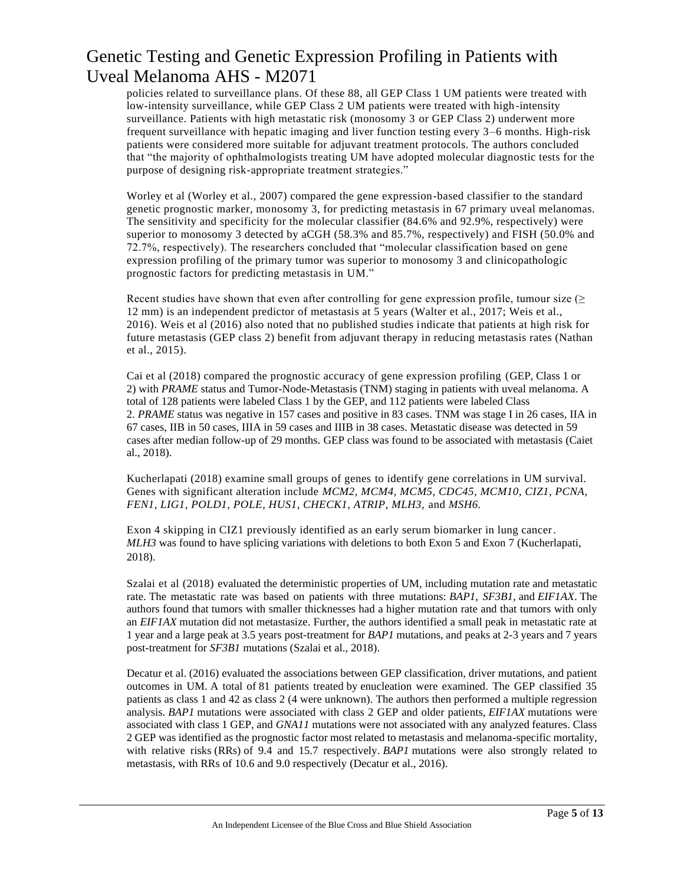policies related to surveillance plans. Of these 88, all GEP Class 1 UM patients were treated with low-intensity surveillance, while GEP Class 2 UM patients were treated with high-intensity surveillance. Patients with high metastatic risk (monosomy 3 or GEP Class 2) underwent more frequent surveillance with hepatic imaging and liver function testing every 3–6 months. High-risk patients were considered more suitable for adjuvant treatment protocols. The authors concluded that "the majority of ophthalmologists treating UM have adopted molecular diagnostic tests for the purpose of designing risk-appropriate treatment strategies."

Worley et al (Worley et al., 2007) compared the gene expression-based classifier to the standard genetic prognostic marker, monosomy 3, for predicting metastasis in 67 primary uveal melanomas. The sensitivity and specificity for the molecular classifier (84.6% and 92.9%, respectively) were superior to monosomy 3 detected by aCGH (58.3% and 85.7%, respectively) and FISH (50.0% and 72.7%, respectively). The researchers concluded that "molecular classification based on gene expression profiling of the primary tumor was superior to monosomy 3 and clinicopathologic prognostic factors for predicting metastasis in UM."

Recent studies have shown that even after controlling for gene expression profile, tumour size (≥ 12 mm) is an independent predictor of metastasis at 5 years (Walter et al., 2017; Weis et al., 2016). Weis et al (2016) also noted that no published studies indicate that patients at high risk for future metastasis (GEP class 2) benefit from adjuvant therapy in reducing metastasis rates (Nathan et al., 2015).

Cai et al (2018) compared the prognostic accuracy of gene expression profiling (GEP, Class 1 or 2) with *PRAME* status and Tumor-Node-Metastasis (TNM) staging in patients with uveal melanoma. A total of 128 patients were labeled Class 1 by the GEP, and 112 patients were labeled Class 2. *PRAME* status was negative in 157 cases and positive in 83 cases. TNM was stage I in 26 cases, IIA in 67 cases, IIB in 50 cases, IIIA in 59 cases and IIIB in 38 cases. Metastatic disease was detected in 59 cases after median follow-up of 29 months. GEP class was found to be associated with metastasis (Caiet al., 2018).

Kucherlapati (2018) examine small groups of genes to identify gene correlations in UM survival. Genes with significant alteration include *MCM2, MCM4, MCM5, CDC45, MCM10, CIZ1, PCNA, FEN1, LIG1, POLD1, POLE, HUS1, CHECK1, ATRIP, MLH3,* and *MSH6.*

Exon 4 skipping in CIZ1 previously identified as an early serum biomarker in lung cancer. *MLH3* was found to have splicing variations with deletions to both Exon 5 and Exon 7 (Kucherlapati, 2018).

Szalai et al (2018) evaluated the deterministic properties of UM, including mutation rate and metastatic rate. The metastatic rate was based on patients with three mutations: *BAP1, SF3B1*, and *EIF1AX*. The authors found that tumors with smaller thicknesses had a higher mutation rate and that tumors with only an *EIF1AX* mutation did not metastasize. Further, the authors identified a small peak in metastatic rate at 1 year and a large peak at 3.5 years post-treatment for *BAP1* mutations, and peaks at 2-3 years and 7 years post-treatment for *SF3B1* mutations (Szalai et al., 2018).

Decatur et al. (2016) evaluated the associations between GEP classification, driver mutations, and patient outcomes in UM. A total of 81 patients treated by enucleation were examined. The GEP classified 35 patients as class 1 and 42 as class 2 (4 were unknown). The authors then performed a multiple regression analysis. *BAP1* mutations were associated with class 2 GEP and older patients, *EIF1AX* mutations were associated with class 1 GEP, and *GNA11* mutations were not associated with any analyzed features. Class 2 GEP was identified as the prognostic factor most related to metastasis and melanoma-specific mortality, with relative risks (RRs) of 9.4 and 15.7 respectively. *BAP1* mutations were also strongly related to metastasis, with RRs of 10.6 and 9.0 respectively (Decatur et al., 2016).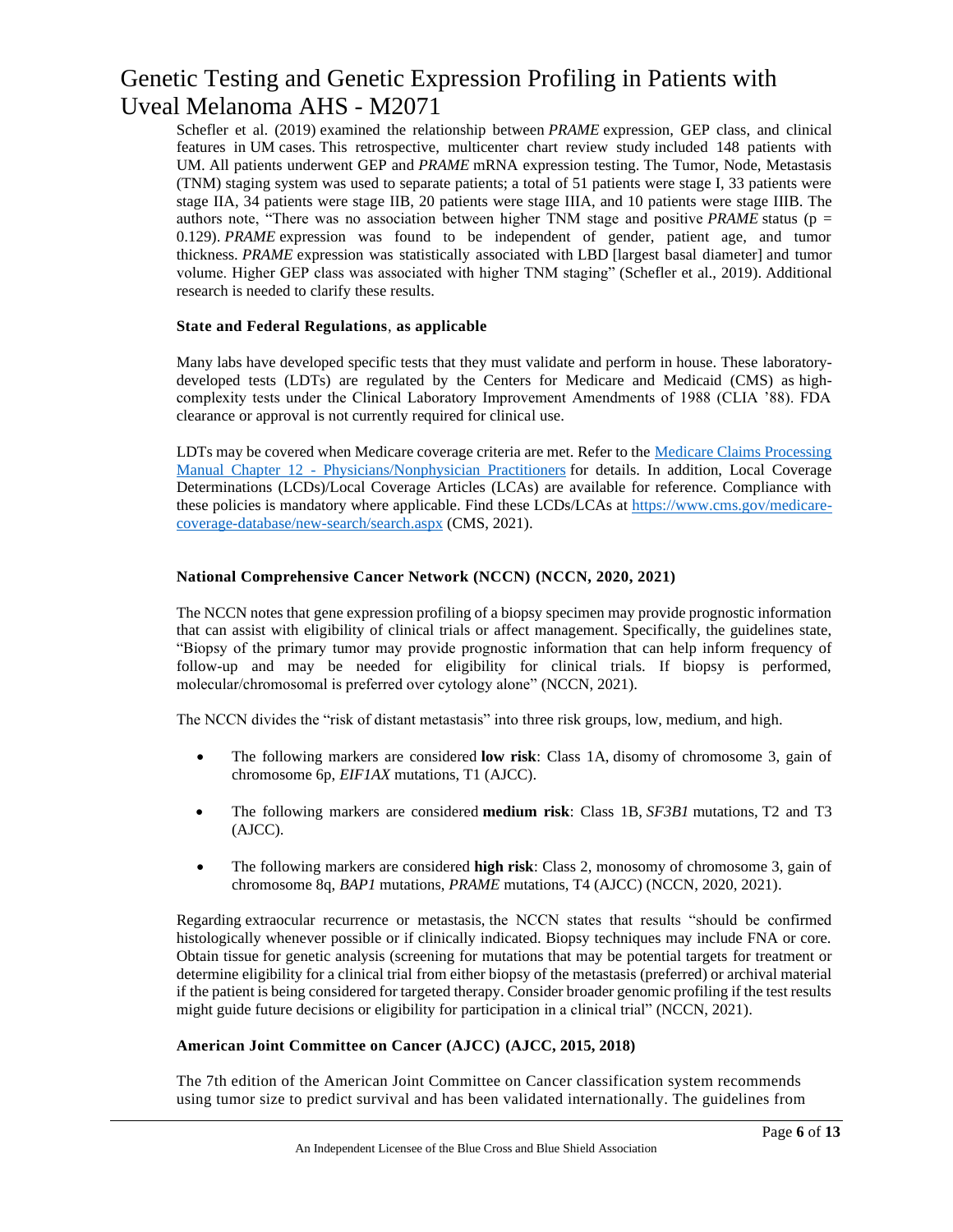Schefler et al. (2019) examined the relationship between *PRAME* expression, GEP class, and clinical features in UM cases. This retrospective, multicenter chart review study included 148 patients with UM. All patients underwent GEP and *PRAME* mRNA expression testing. The Tumor, Node, Metastasis (TNM) staging system was used to separate patients; a total of 51 patients were stage I, 33 patients were stage IIA, 34 patients were stage IIB, 20 patients were stage IIIA, and 10 patients were stage IIIB. The authors note, "There was no association between higher TNM stage and positive *PRAME* status ($p = 0.129$). *PRAME* expression was found to be independent of gender, patient age, and tumor thickness. *PRAME* expression was statistically associated with LBD [largest basal diameter] and tumor volume. Higher GEP class was associated with higher TNM staging" (Schefler et al., 2019). Additional research is needed to clarify these results.

### State and Federal Regulations, as applicable

Many labs have developed specific tests that they must validate and perform in house. These laboratory-developed tests (LDTs) are regulated by the Centers for Medicare and Medicaid (CMS) as high-complexity tests under the Clinical Laboratory Improvement Amendments of 1988 (CLIA '88). FDA clearance or approval is not currently required for clinical use.

LDTs may be covered when Medicare coverage criteria are met. Refer to the Medicare Claims Processing Manual Chapter 12 - Physicians/Nonphysician Practitioners for details. In addition, Local Coverage Determinations (LCDs)/Local Coverage Articles (LCAs) are available for reference. Compliance with these policies is mandatory where applicable. Find these LCDs/LCAs at https://www.cms.gov/medicare-coverage-database/new-search/search.aspx (CMS, 2021).

### National Comprehensive Cancer Network (NCCN) (NCCN, 2020, 2021)

The NCCN notes that gene expression profiling of a biopsy specimen may provide prognostic information that can assist with eligibility of clinical trials or affect management. Specifically, the guidelines state, "Biopsy of the primary tumor may provide prognostic information that can help inform frequency of follow-up and may be needed for eligibility for clinical trials. If biopsy is performed, molecular/chromosomal is preferred over cytology alone" (NCCN, 2021).

The NCCN divides the "risk of distant metastasis" into three risk groups, low, medium, and high.

- The following markers are considered **low risk**: Class 1A, disomy of chromosome 3, gain of chromosome 6p, *EIF1AX* mutations, T1 (AJCC).
- The following markers are considered **medium risk**: Class 1B, *SF3B1* mutations, T2 and T3 (AJCC).
- The following markers are considered **high risk**: Class 2, monosomy of chromosome 3, gain of chromosome 8q, *BAP1* mutations, *PRAME* mutations, T4 (AJCC) (NCCN, 2020, 2021).

Regarding extraocular recurrence or metastasis, the NCCN states that results "should be confirmed histologically whenever possible or if clinically indicated. Biopsy techniques may include FNA or core. Obtain tissue for genetic analysis (screening for mutations that may be potential targets for treatment or determine eligibility for a clinical trial from either biopsy of the metastasis (preferred) or archival material if the patient is being considered for targeted therapy. Consider broader genomic profiling if the test results might guide future decisions or eligibility for participation in a clinical trial" (NCCN, 2021).

### American Joint Committee on Cancer (AJCC) (AJCC, 2015, 2018)

The 7th edition of the American Joint Committee on Cancer classification system recommends using tumor size to predict survival and has been validated internationally. The guidelines from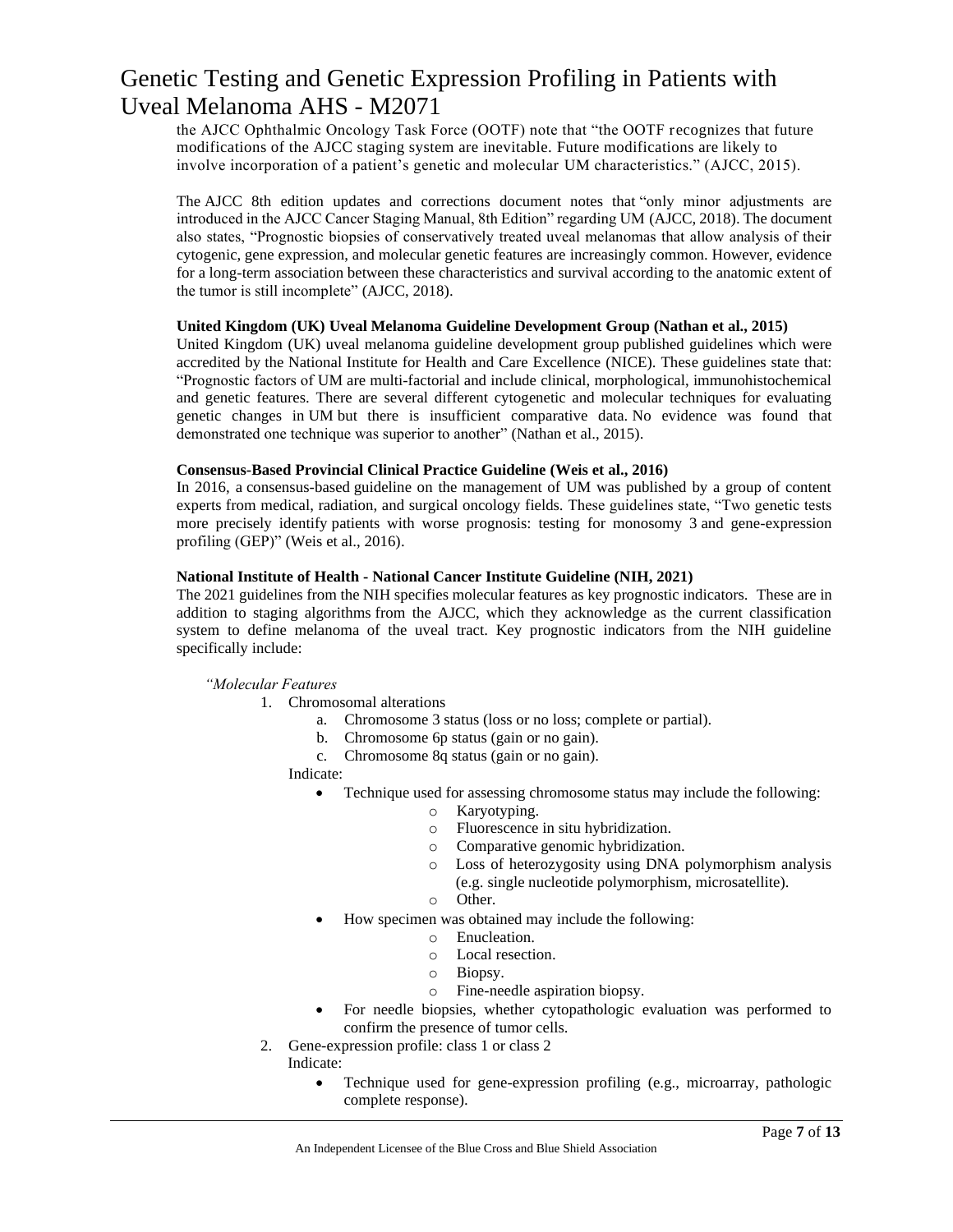the AJCC Ophthalmic Oncology Task Force (OOTF) note that "the OOTF recognizes that future modifications of the AJCC staging system are inevitable. Future modifications are likely to involve incorporation of a patient's genetic and molecular UM characteristics." (AJCC, 2015).

The AJCC 8th edition updates and corrections document notes that "only minor adjustments are introduced in the AJCC Cancer Staging Manual, 8th Edition" regarding UM (AJCC, 2018). The document also states, "Prognostic biopsies of conservatively treated uveal melanomas that allow analysis of their cytogenic, gene expression, and molecular genetic features are increasingly common. However, evidence for a long-term association between these characteristics and survival according to the anatomic extent of the tumor is still incomplete" (AJCC, 2018).

**United Kingdom (UK) Uveal Melanoma Guideline Development Group (Nathan et al., 2015)**

United Kingdom (UK) uveal melanoma guideline development group published guidelines which were accredited by the National Institute for Health and Care Excellence (NICE). These guidelines state that: "Prognostic factors of UM are multi-factorial and include clinical, morphological, immunohistochemical and genetic features. There are several different cytogenetic and molecular techniques for evaluating genetic changes in UM but there is insufficient comparative data. No evidence was found that demonstrated one technique was superior to another" (Nathan et al., 2015).

**Consensus-Based Provincial Clinical Practice Guideline (Weis et al., 2016)**

In 2016, a consensus-based guideline on the management of UM was published by a group of content experts from medical, radiation, and surgical oncology fields. These guidelines state, "Two genetic tests more precisely identify patients with worse prognosis: testing for monosomy 3 and gene-expression profiling (GEP)" (Weis et al., 2016).

**National Institute of Health - National Cancer Institute Guideline (NIH, 2021)**

The 2021 guidelines from the NIH specifies molecular features as key prognostic indicators. These are in addition to staging algorithms from the AJCC, which they acknowledge as the current classification system to define melanoma of the uveal tract. Key prognostic indicators from the NIH guideline specifically include:

*"Molecular Features*

1. Chromosomal alterations
   a. Chromosome 3 status (loss or no loss; complete or partial).
   b. Chromosome 6p status (gain or no gain).
   c. Chromosome 8q status (gain or no gain).

   Indicate:
   - Technique used for assessing chromosome status may include the following:
     - Karyotyping.
     - Fluorescence in situ hybridization.
     - Comparative genomic hybridization.
     - Loss of heterozygosity using DNA polymorphism analysis (e.g. single nucleotide polymorphism, microsatellite).
     - Other.
   - How specimen was obtained may include the following:
     - Enucleation.
     - Local resection.
     - Biopsy.
     - Fine-needle aspiration biopsy.
   - For needle biopsies, whether cytopathologic evaluation was performed to confirm the presence of tumor cells.
2. Gene-expression profile: class 1 or class 2

   Indicate:
   - Technique used for gene-expression profiling (e.g., microarray, pathologic complete response).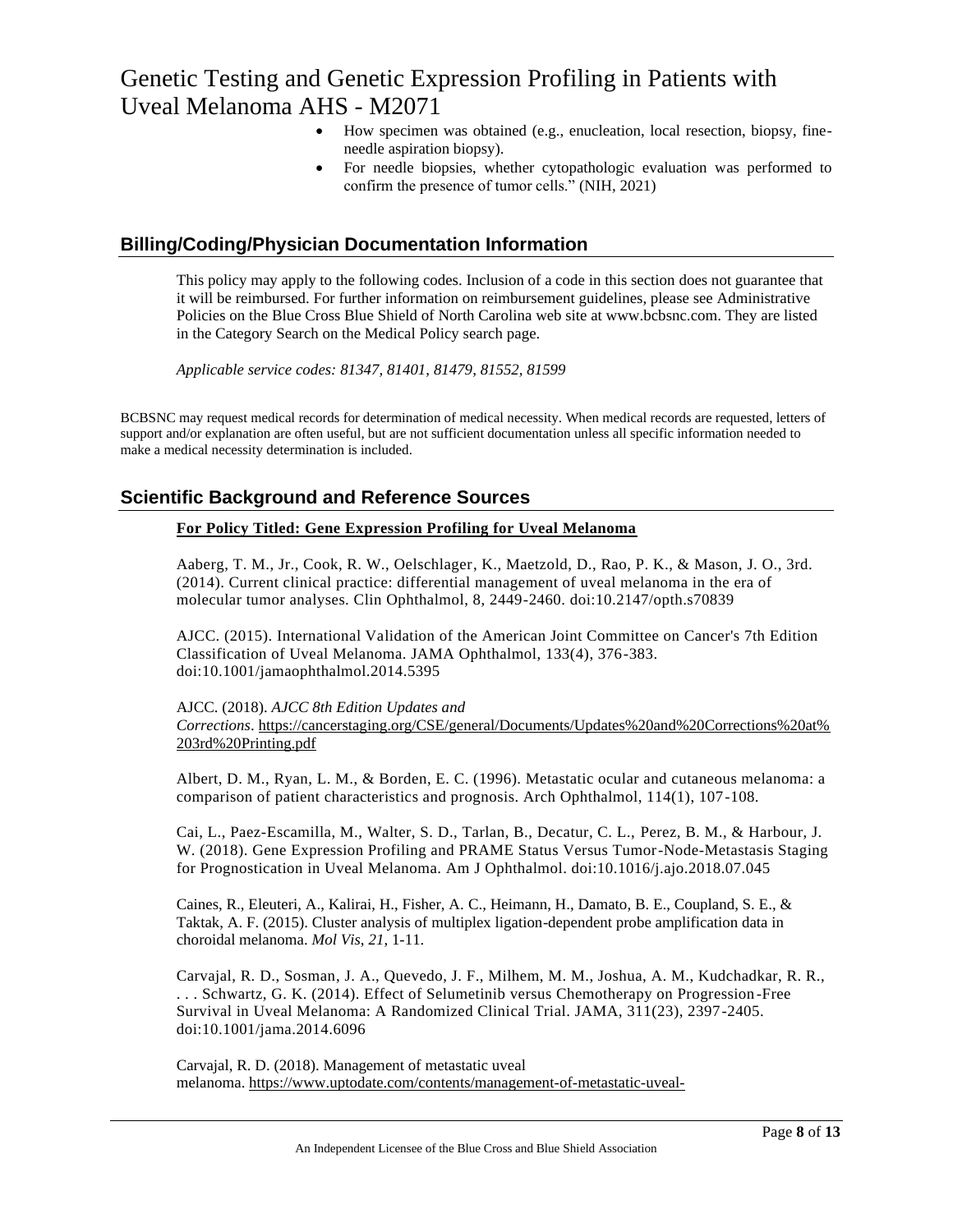- How specimen was obtained (e.g., enucleation, local resection, biopsy, fine-needle aspiration biopsy).
- For needle biopsies, whether cytopathologic evaluation was performed to confirm the presence of tumor cells." (NIH, 2021)

## Billing/Coding/Physician Documentation Information

This policy may apply to the following codes. Inclusion of a code in this section does not guarantee that it will be reimbursed. For further information on reimbursement guidelines, please see Administrative Policies on the Blue Cross Blue Shield of North Carolina web site at www.bcbsnc.com. They are listed in the Category Search on the Medical Policy search page.

*Applicable service codes: 81347, 81401, 81479, 81552, 81599*

BCBSNC may request medical records for determination of medical necessity. When medical records are requested, letters of support and/or explanation are often useful, but are not sufficient documentation unless all specific information needed to make a medical necessity determination is included.

## Scientific Background and Reference Sources

**For Policy Titled: Gene Expression Profiling for Uveal Melanoma**

Aaberg, T. M., Jr., Cook, R. W., Oelschlager, K., Maetzold, D., Rao, P. K., & Mason, J. O., 3rd. (2014). Current clinical practice: differential management of uveal melanoma in the era of molecular tumor analyses. Clin Ophthalmol, 8, 2449-2460. doi:10.2147/opth.s70839

AJCC. (2015). International Validation of the American Joint Committee on Cancer's 7th Edition Classification of Uveal Melanoma. JAMA Ophthalmol, 133(4), 376-383. doi:10.1001/jamaophthalmol.2014.5395

AJCC. (2018). *AJCC 8th Edition Updates and Corrections*. https://cancerstaging.org/CSE/general/Documents/Updates%20and%20Corrections%20at%203rd%20Printing.pdf

Albert, D. M., Ryan, L. M., & Borden, E. C. (1996). Metastatic ocular and cutaneous melanoma: a comparison of patient characteristics and prognosis. Arch Ophthalmol, 114(1), 107-108.

Cai, L., Paez-Escamilla, M., Walter, S. D., Tarlan, B., Decatur, C. L., Perez, B. M., & Harbour, J. W. (2018). Gene Expression Profiling and PRAME Status Versus Tumor-Node-Metastasis Staging for Prognostication in Uveal Melanoma. Am J Ophthalmol. doi:10.1016/j.ajo.2018.07.045

Caines, R., Eleuteri, A., Kalirai, H., Fisher, A. C., Heimann, H., Damato, B. E., Coupland, S. E., & Taktak, A. F. (2015). Cluster analysis of multiplex ligation-dependent probe amplification data in choroidal melanoma. *Mol Vis*, *21*, 1-11.

Carvajal, R. D., Sosman, J. A., Quevedo, J. F., Milhem, M. M., Joshua, A. M., Kudchadkar, R. R., . . . Schwartz, G. K. (2014). Effect of Selumetinib versus Chemotherapy on Progression-Free Survival in Uveal Melanoma: A Randomized Clinical Trial. JAMA, 311(23), 2397-2405. doi:10.1001/jama.2014.6096

Carvajal, R. D. (2018). Management of metastatic uveal melanoma. https://www.uptodate.com/contents/management-of-metastatic-uveal-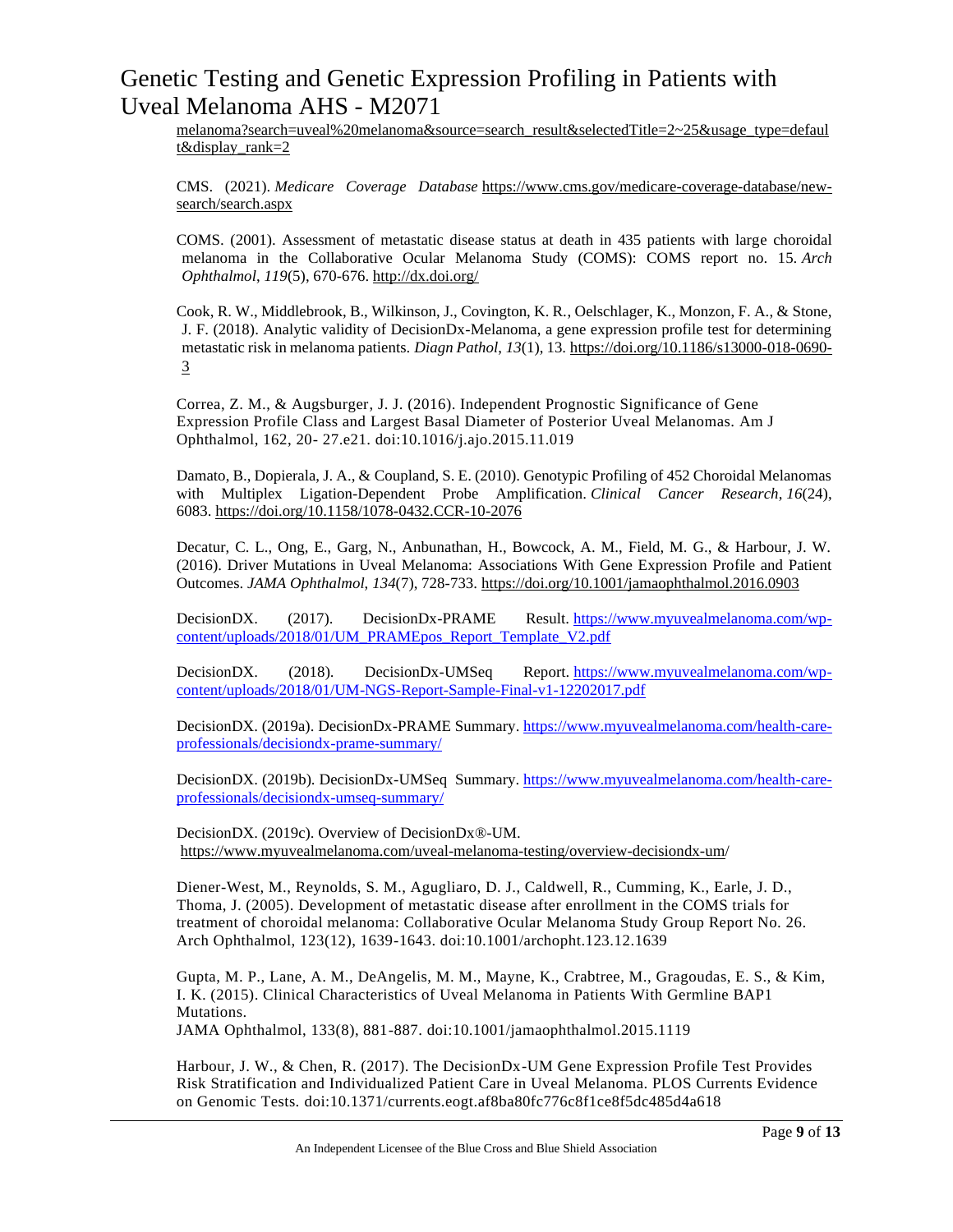melanoma?search=uveal%20melanoma&source=search_result&selectedTitle=2~25&usage_type=default&display_rank=2

CMS. (2021). *Medicare Coverage Database* https://www.cms.gov/medicare-coverage-database/new-search/search.aspx

COMS. (2001). Assessment of metastatic disease status at death in 435 patients with large choroidal melanoma in the Collaborative Ocular Melanoma Study (COMS): COMS report no. 15. *Arch Ophthalmol*, *119*(5), 670-676. http://dx.doi.org/

Cook, R. W., Middlebrook, B., Wilkinson, J., Covington, K. R., Oelschlager, K., Monzon, F. A., & Stone, J. F. (2018). Analytic validity of DecisionDx-Melanoma, a gene expression profile test for determining metastatic risk in melanoma patients. *Diagn Pathol*, *13*(1), 13. https://doi.org/10.1186/s13000-018-0690-3

Correa, Z. M., & Augsburger, J. J. (2016). Independent Prognostic Significance of Gene Expression Profile Class and Largest Basal Diameter of Posterior Uveal Melanomas. Am J Ophthalmol, 162, 20- 27.e21. doi:10.1016/j.ajo.2015.11.019

Damato, B., Dopierala, J. A., & Coupland, S. E. (2010). Genotypic Profiling of 452 Choroidal Melanomas with Multiplex Ligation-Dependent Probe Amplification. *Clinical Cancer Research*, *16*(24), 6083. https://doi.org/10.1158/1078-0432.CCR-10-2076

Decatur, C. L., Ong, E., Garg, N., Anbunathan, H., Bowcock, A. M., Field, M. G., & Harbour, J. W. (2016). Driver Mutations in Uveal Melanoma: Associations With Gene Expression Profile and Patient Outcomes. *JAMA Ophthalmol*, *134*(7), 728-733. https://doi.org/10.1001/jamaophthalmol.2016.0903

DecisionDX. (2017). DecisionDx-PRAME Result. https://www.myuvealmelanoma.com/wp-content/uploads/2018/01/UM_PRAMEpos_Report_Template_V2.pdf

DecisionDX. (2018). DecisionDx-UMSeq Report. https://www.myuvealmelanoma.com/wp-content/uploads/2018/01/UM-NGS-Report-Sample-Final-v1-12202017.pdf

DecisionDX. (2019a). DecisionDx-PRAME Summary. https://www.myuvealmelanoma.com/health-care-professionals/decisiondx-prame-summary/

DecisionDX. (2019b). DecisionDx-UMSeq Summary. https://www.myuvealmelanoma.com/health-care-professionals/decisiondx-umseq-summary/

DecisionDX. (2019c). Overview of DecisionDx®-UM. https://www.myuvealmelanoma.com/uveal-melanoma-testing/overview-decisiondx-um/

Diener-West, M., Reynolds, S. M., Agugliaro, D. J., Caldwell, R., Cumming, K., Earle, J. D., Thoma, J. (2005). Development of metastatic disease after enrollment in the COMS trials for treatment of choroidal melanoma: Collaborative Ocular Melanoma Study Group Report No. 26. Arch Ophthalmol, 123(12), 1639-1643. doi:10.1001/archopht.123.12.1639

Gupta, M. P., Lane, A. M., DeAngelis, M. M., Mayne, K., Crabtree, M., Gragoudas, E. S., & Kim, I. K. (2015). Clinical Characteristics of Uveal Melanoma in Patients With Germline BAP1 Mutations.
JAMA Ophthalmol, 133(8), 881-887. doi:10.1001/jamaophthalmol.2015.1119

Harbour, J. W., & Chen, R. (2017). The DecisionDx-UM Gene Expression Profile Test Provides Risk Stratification and Individualized Patient Care in Uveal Melanoma. PLOS Currents Evidence on Genomic Tests. doi:10.1371/currents.eogt.af8ba80fc776c8f1ce8f5dc485d4a618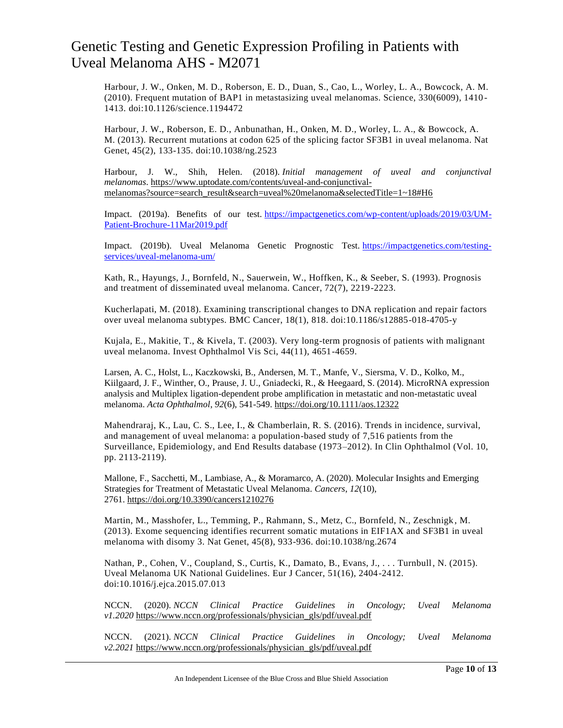Harbour, J. W., Onken, M. D., Roberson, E. D., Duan, S., Cao, L., Worley, L. A., Bowcock, A. M. (2010). Frequent mutation of BAP1 in metastasizing uveal melanomas. Science, 330(6009), 1410-1413. doi:10.1126/science.1194472

Harbour, J. W., Roberson, E. D., Anbunathan, H., Onken, M. D., Worley, L. A., & Bowcock, A. M. (2013). Recurrent mutations at codon 625 of the splicing factor SF3B1 in uveal melanoma. Nat Genet, 45(2), 133-135. doi:10.1038/ng.2523

Harbour, J. W., Shih, Helen. (2018). *Initial management of uveal and conjunctival melanomas*. https://www.uptodate.com/contents/uveal-and-conjunctival-melanomas?source=search_result&search=uveal%20melanoma&selectedTitle=1~18#H6

Impact. (2019a). Benefits of our test. https://impactgenetics.com/wp-content/uploads/2019/03/UM-Patient-Brochure-11Mar2019.pdf

Impact. (2019b). Uveal Melanoma Genetic Prognostic Test. https://impactgenetics.com/testing-services/uveal-melanoma-um/

Kath, R., Hayungs, J., Bornfeld, N., Sauerwein, W., Hoffken, K., & Seeber, S. (1993). Prognosis and treatment of disseminated uveal melanoma. Cancer, 72(7), 2219-2223.

Kucherlapati, M. (2018). Examining transcriptional changes to DNA replication and repair factors over uveal melanoma subtypes. BMC Cancer, 18(1), 818. doi:10.1186/s12885-018-4705-y

Kujala, E., Makitie, T., & Kivela, T. (2003). Very long-term prognosis of patients with malignant uveal melanoma. Invest Ophthalmol Vis Sci, 44(11), 4651-4659.

Larsen, A. C., Holst, L., Kaczkowski, B., Andersen, M. T., Manfe, V., Siersma, V. D., Kolko, M., Kiilgaard, J. F., Winther, O., Prause, J. U., Gniadecki, R., & Heegaard, S. (2014). MicroRNA expression analysis and Multiplex ligation-dependent probe amplification in metastatic and non-metastatic uveal melanoma. *Acta Ophthalmol*, *92*(6), 541-549. https://doi.org/10.1111/aos.12322

Mahendraraj, K., Lau, C. S., Lee, I., & Chamberlain, R. S. (2016). Trends in incidence, survival, and management of uveal melanoma: a population-based study of 7,516 patients from the Surveillance, Epidemiology, and End Results database (1973–2012). In Clin Ophthalmol (Vol. 10, pp. 2113-2119).

Mallone, F., Sacchetti, M., Lambiase, A., & Moramarco, A. (2020). Molecular Insights and Emerging Strategies for Treatment of Metastatic Uveal Melanoma. *Cancers*, *12*(10), 2761. https://doi.org/10.3390/cancers12102761

Martin, M., Masshofer, L., Temming, P., Rahmann, S., Metz, C., Bornfeld, N., Zeschnigk, M. (2013). Exome sequencing identifies recurrent somatic mutations in EIF1AX and SF3B1 in uveal melanoma with disomy 3. Nat Genet, 45(8), 933-936. doi:10.1038/ng.2674

Nathan, P., Cohen, V., Coupland, S., Curtis, K., Damato, B., Evans, J., . . . Turnbull, N. (2015). Uveal Melanoma UK National Guidelines. Eur J Cancer, 51(16), 2404-2412. doi:10.1016/j.ejca.2015.07.013

NCCN. (2020). *NCCN Clinical Practice Guidelines in Oncology; Uveal Melanoma v1.2020* https://www.nccn.org/professionals/physician_gls/pdf/uveal.pdf

NCCN. (2021). *NCCN Clinical Practice Guidelines in Oncology; Uveal Melanoma v2.2021* https://www.nccn.org/professionals/physician_gls/pdf/uveal.pdf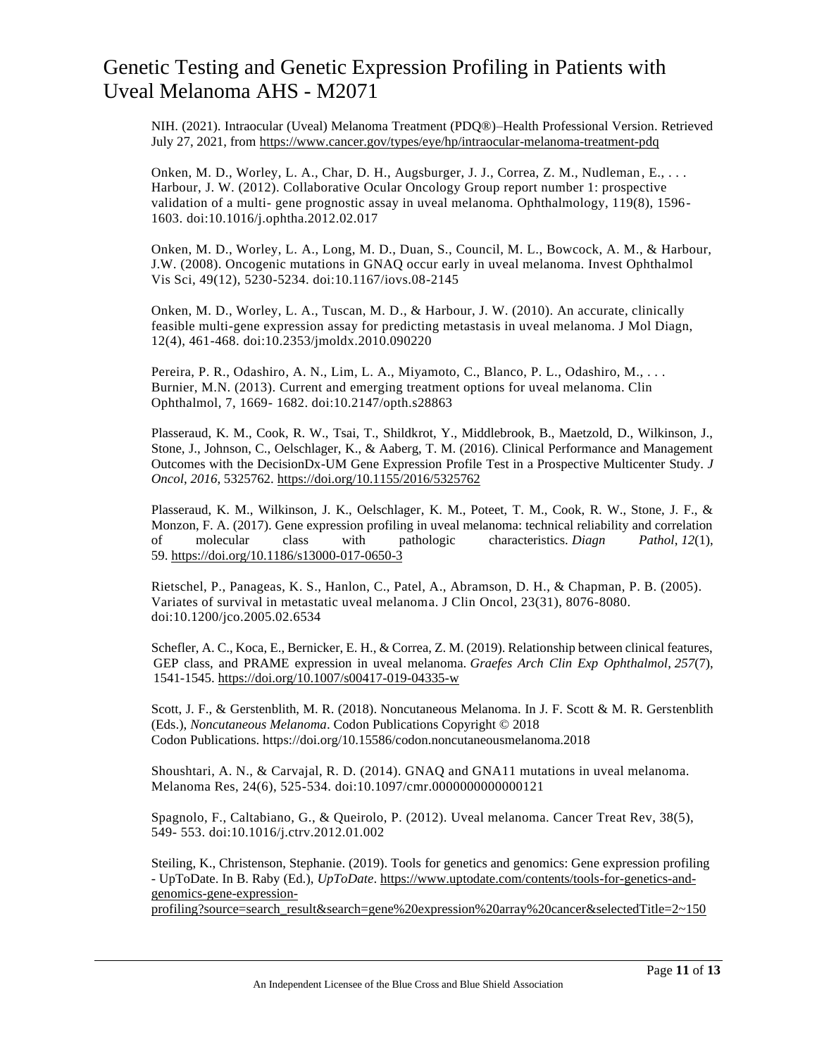NIH. (2021). Intraocular (Uveal) Melanoma Treatment (PDQ®)–Health Professional Version. Retrieved July 27, 2021, from https://www.cancer.gov/types/eye/hp/intraocular-melanoma-treatment-pdq

Onken, M. D., Worley, L. A., Char, D. H., Augsburger, J. J., Correa, Z. M., Nudleman, E., . . . Harbour, J. W. (2012). Collaborative Ocular Oncology Group report number 1: prospective validation of a multi- gene prognostic assay in uveal melanoma. Ophthalmology, 119(8), 1596-1603. doi:10.1016/j.ophtha.2012.02.017

Onken, M. D., Worley, L. A., Long, M. D., Duan, S., Council, M. L., Bowcock, A. M., & Harbour, J.W. (2008). Oncogenic mutations in GNAQ occur early in uveal melanoma. Invest Ophthalmol Vis Sci, 49(12), 5230-5234. doi:10.1167/iovs.08-2145

Onken, M. D., Worley, L. A., Tuscan, M. D., & Harbour, J. W. (2010). An accurate, clinically feasible multi-gene expression assay for predicting metastasis in uveal melanoma. J Mol Diagn, 12(4), 461-468. doi:10.2353/jmoldx.2010.090220

Pereira, P. R., Odashiro, A. N., Lim, L. A., Miyamoto, C., Blanco, P. L., Odashiro, M., . . . Burnier, M.N. (2013). Current and emerging treatment options for uveal melanoma. Clin Ophthalmol, 7, 1669- 1682. doi:10.2147/opth.s28863

Plasseraud, K. M., Cook, R. W., Tsai, T., Shildkrot, Y., Middlebrook, B., Maetzold, D., Wilkinson, J., Stone, J., Johnson, C., Oelschlager, K., & Aaberg, T. M. (2016). Clinical Performance and Management Outcomes with the DecisionDx-UM Gene Expression Profile Test in a Prospective Multicenter Study. *J Oncol*, *2016*, 5325762. https://doi.org/10.1155/2016/5325762

Plasseraud, K. M., Wilkinson, J. K., Oelschlager, K. M., Poteet, T. M., Cook, R. W., Stone, J. F., & Monzon, F. A. (2017). Gene expression profiling in uveal melanoma: technical reliability and correlation of molecular class with pathologic characteristics. *Diagn Pathol*, *12*(1), 59. https://doi.org/10.1186/s13000-017-0650-3

Rietschel, P., Panageas, K. S., Hanlon, C., Patel, A., Abramson, D. H., & Chapman, P. B. (2005). Variates of survival in metastatic uveal melanoma. J Clin Oncol, 23(31), 8076-8080. doi:10.1200/jco.2005.02.6534

Schefler, A. C., Koca, E., Bernicker, E. H., & Correa, Z. M. (2019). Relationship between clinical features, GEP class, and PRAME expression in uveal melanoma. *Graefes Arch Clin Exp Ophthalmol*, *257*(7), 1541-1545. https://doi.org/10.1007/s00417-019-04335-w

Scott, J. F., & Gerstenblith, M. R. (2018). Noncutaneous Melanoma. In J. F. Scott & M. R. Gerstenblith (Eds.), *Noncutaneous Melanoma*. Codon Publications Copyright © 2018 Codon Publications. https://doi.org/10.15586/codon.noncutaneousmelanoma.2018

Shoushtari, A. N., & Carvajal, R. D. (2014). GNAQ and GNA11 mutations in uveal melanoma. Melanoma Res, 24(6), 525-534. doi:10.1097/cmr.0000000000000121

Spagnolo, F., Caltabiano, G., & Queirolo, P. (2012). Uveal melanoma. Cancer Treat Rev, 38(5), 549- 553. doi:10.1016/j.ctrv.2012.01.002

Steiling, K., Christenson, Stephanie. (2019). Tools for genetics and genomics: Gene expression profiling - UpToDate. In B. Raby (Ed.), *UpToDate*. https://www.uptodate.com/contents/tools-for-genetics-and-genomics-gene-expression-profiling?source=search_result&search=gene%20expression%20array%20cancer&selectedTitle=2~150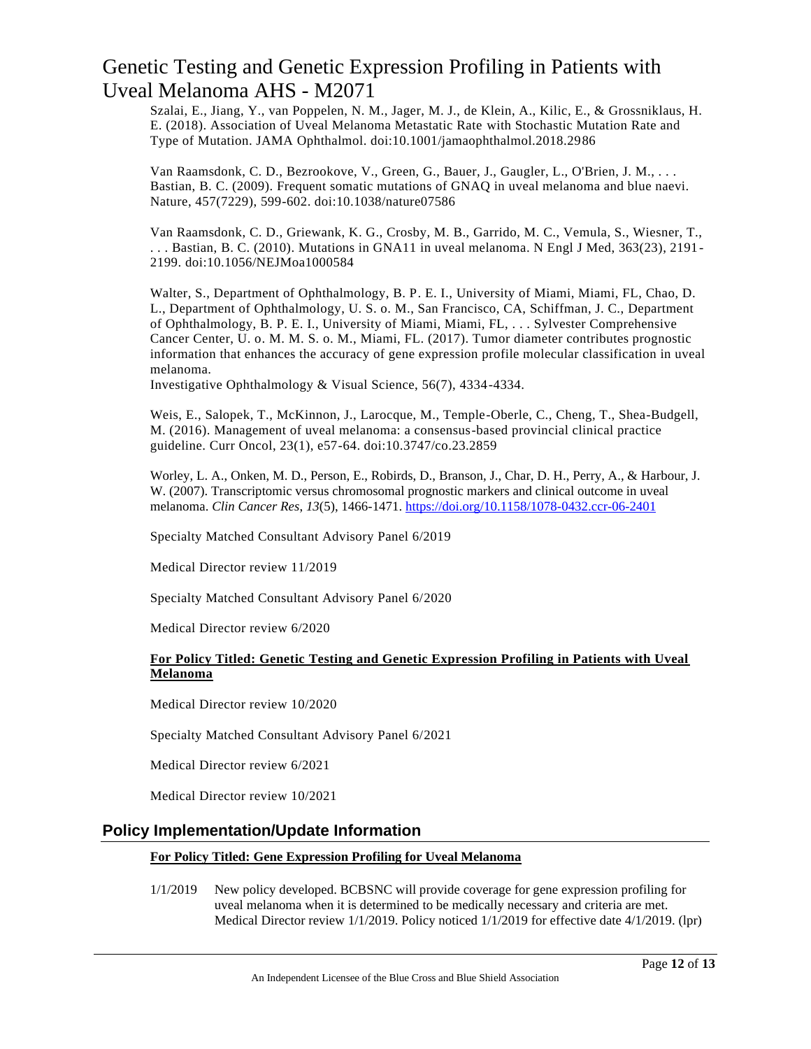Szalai, E., Jiang, Y., van Poppelen, N. M., Jager, M. J., de Klein, A., Kilic, E., & Grossniklaus, H. E. (2018). Association of Uveal Melanoma Metastatic Rate with Stochastic Mutation Rate and Type of Mutation. JAMA Ophthalmol. doi:10.1001/jamaophthalmol.2018.2986

Van Raamsdonk, C. D., Bezrookove, V., Green, G., Bauer, J., Gaugler, L., O'Brien, J. M., . . . Bastian, B. C. (2009). Frequent somatic mutations of GNAQ in uveal melanoma and blue naevi. Nature, 457(7229), 599-602. doi:10.1038/nature07586

Van Raamsdonk, C. D., Griewank, K. G., Crosby, M. B., Garrido, M. C., Vemula, S., Wiesner, T., . . . Bastian, B. C. (2010). Mutations in GNA11 in uveal melanoma. N Engl J Med, 363(23), 2191-2199. doi:10.1056/NEJMoa1000584

Walter, S., Department of Ophthalmology, B. P. E. I., University of Miami, Miami, FL, Chao, D. L., Department of Ophthalmology, U. S. o. M., San Francisco, CA, Schiffman, J. C., Department of Ophthalmology, B. P. E. I., University of Miami, Miami, FL, . . . Sylvester Comprehensive Cancer Center, U. o. M. M. S. o. M., Miami, FL. (2017). Tumor diameter contributes prognostic information that enhances the accuracy of gene expression profile molecular classification in uveal melanoma.
Investigative Ophthalmology & Visual Science, 56(7), 4334-4334.

Weis, E., Salopek, T., McKinnon, J., Larocque, M., Temple-Oberle, C., Cheng, T., Shea-Budgell, M. (2016). Management of uveal melanoma: a consensus-based provincial clinical practice guideline. Curr Oncol, 23(1), e57-64. doi:10.3747/co.23.2859

Worley, L. A., Onken, M. D., Person, E., Robirds, D., Branson, J., Char, D. H., Perry, A., & Harbour, J. W. (2007). Transcriptomic versus chromosomal prognostic markers and clinical outcome in uveal melanoma. *Clin Cancer Res*, *13*(5), 1466-1471. https://doi.org/10.1158/1078-0432.ccr-06-2401

Specialty Matched Consultant Advisory Panel 6/2019

Medical Director review 11/2019

Specialty Matched Consultant Advisory Panel 6/2020

Medical Director review 6/2020

**For Policy Titled: Genetic Testing and Genetic Expression Profiling in Patients with Uveal Melanoma**

Medical Director review 10/2020

Specialty Matched Consultant Advisory Panel 6/2021

Medical Director review 6/2021

Medical Director review 10/2021

## Policy Implementation/Update Information

**For Policy Titled: Gene Expression Profiling for Uveal Melanoma**

1/1/2019 New policy developed. BCBSNC will provide coverage for gene expression profiling for uveal melanoma when it is determined to be medically necessary and criteria are met. Medical Director review 1/1/2019. Policy noticed 1/1/2019 for effective date 4/1/2019. (lpr)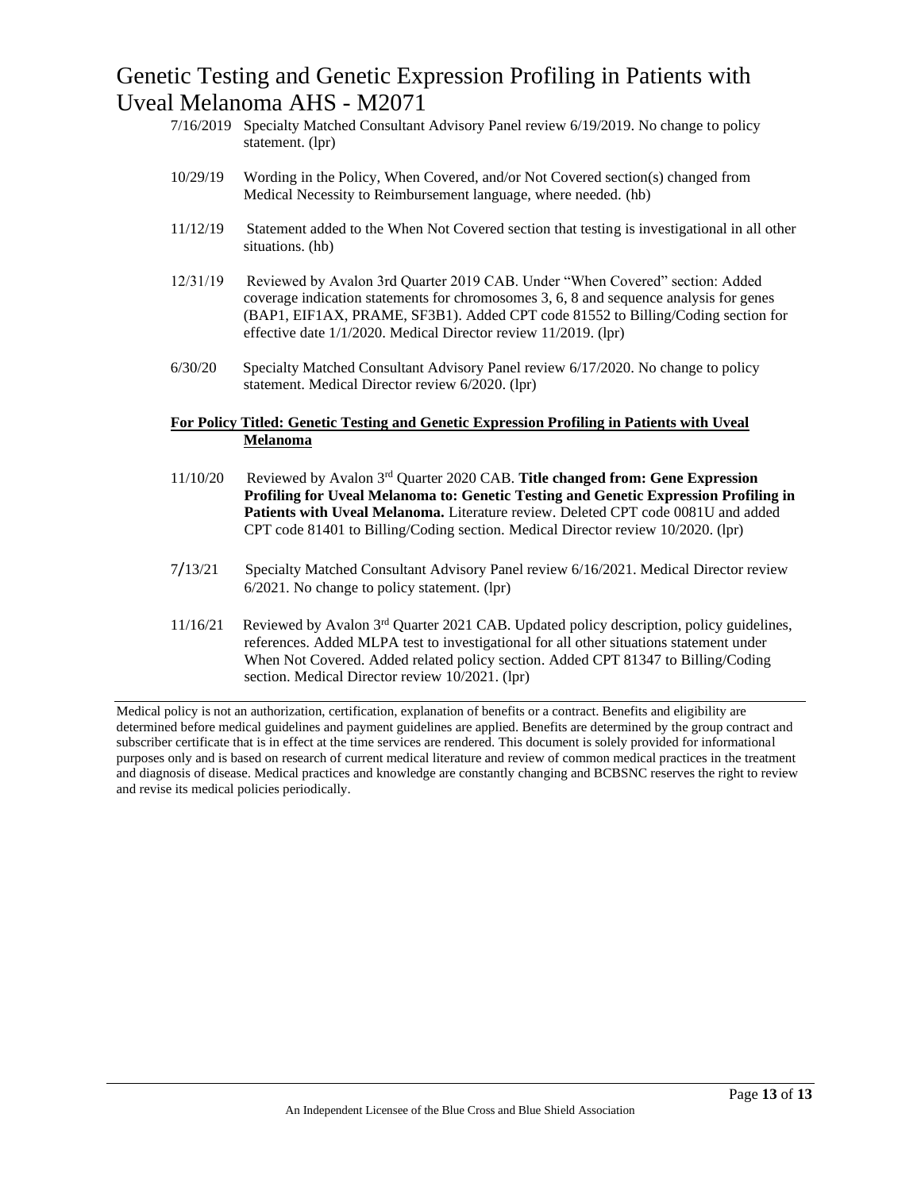7/16/2019 Specialty Matched Consultant Advisory Panel review 6/19/2019. No change to policy statement. (lpr)

10/29/19 Wording in the Policy, When Covered, and/or Not Covered section(s) changed from Medical Necessity to Reimbursement language, where needed. (hb)

11/12/19 Statement added to the When Not Covered section that testing is investigational in all other situations. (hb)

12/31/19 Reviewed by Avalon 3rd Quarter 2019 CAB. Under "When Covered" section: Added coverage indication statements for chromosomes 3, 6, 8 and sequence analysis for genes (BAP1, EIF1AX, PRAME, SF3B1). Added CPT code 81552 to Billing/Coding section for effective date 1/1/2020. Medical Director review 11/2019. (lpr)

6/30/20 Specialty Matched Consultant Advisory Panel review 6/17/2020. No change to policy statement. Medical Director review 6/2020. (lpr)

**For Policy Titled: Genetic Testing and Genetic Expression Profiling in Patients with Uveal Melanoma**

11/10/20 Reviewed by Avalon 3rd Quarter 2020 CAB. **Title changed from: Gene Expression Profiling for Uveal Melanoma to: Genetic Testing and Genetic Expression Profiling in Patients with Uveal Melanoma.** Literature review. Deleted CPT code 0081U and added CPT code 81401 to Billing/Coding section. Medical Director review 10/2020. (lpr)

7/13/21 Specialty Matched Consultant Advisory Panel review 6/16/2021. Medical Director review 6/2021. No change to policy statement. (lpr)

11/16/21 Reviewed by Avalon 3rd Quarter 2021 CAB. Updated policy description, policy guidelines, references. Added MLPA test to investigational for all other situations statement under When Not Covered. Added related policy section. Added CPT 81347 to Billing/Coding section. Medical Director review 10/2021. (lpr)

Medical policy is not an authorization, certification, explanation of benefits or a contract. Benefits and eligibility are determined before medical guidelines and payment guidelines are applied. Benefits are determined by the group contract and subscriber certificate that is in effect at the time services are rendered. This document is solely provided for informational purposes only and is based on research of current medical literature and review of common medical practices in the treatment and diagnosis of disease. Medical practices and knowledge are constantly changing and BCBSNC reserves the right to review and revise its medical policies periodically.